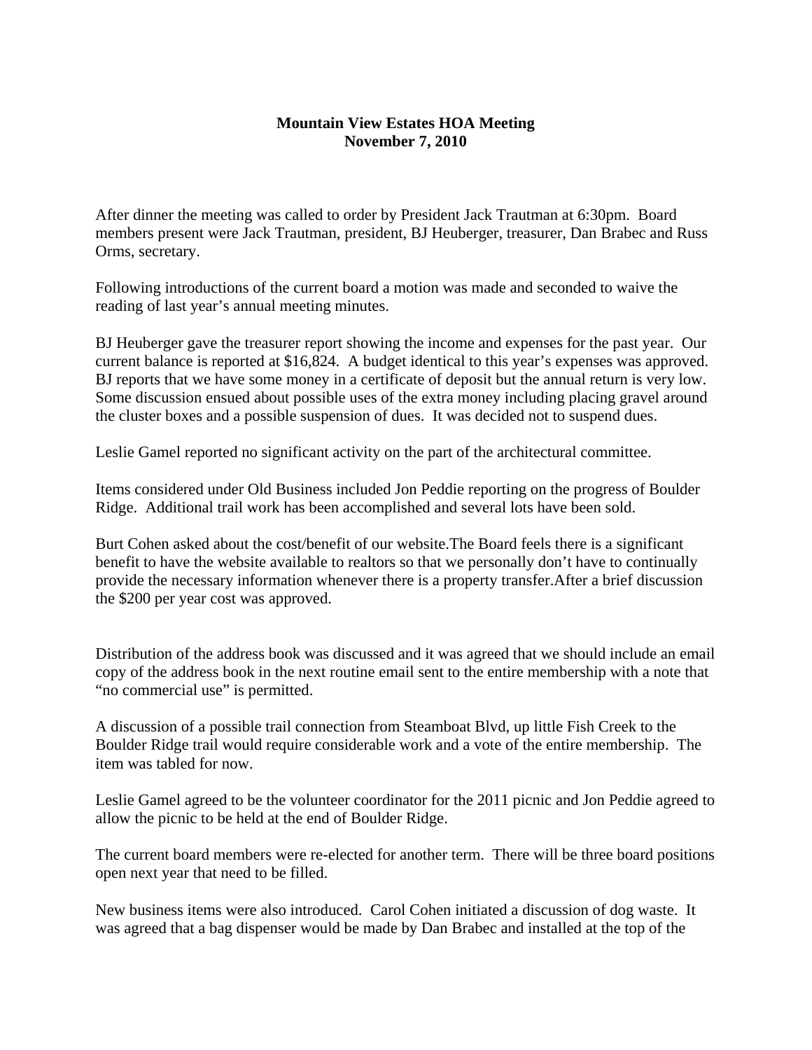# Mountain View Estates HOA Meeting
## November 7, 2010

After dinner the meeting was called to order by President Jack Trautman at 6:30pm. Board members present were Jack Trautman, president, BJ Heuberger, treasurer, Dan Brabec and Russ Orms, secretary.

Following introductions of the current board a motion was made and seconded to waive the reading of last year's annual meeting minutes.

BJ Heuberger gave the treasurer report showing the income and expenses for the past year. Our current balance is reported at $16,824. A budget identical to this year's expenses was approved. BJ reports that we have some money in a certificate of deposit but the annual return is very low. Some discussion ensued about possible uses of the extra money including placing gravel around the cluster boxes and a possible suspension of dues. It was decided not to suspend dues.

Leslie Gamel reported no significant activity on the part of the architectural committee.

Items considered under Old Business included Jon Peddie reporting on the progress of Boulder Ridge. Additional trail work has been accomplished and several lots have been sold.

Burt Cohen asked about the cost/benefit of our website.The Board feels there is a significant benefit to have the website available to realtors so that we personally don't have to continually provide the necessary information whenever there is a property transfer.After a brief discussion the $200 per year cost was approved.

Distribution of the address book was discussed and it was agreed that we should include an email copy of the address book in the next routine email sent to the entire membership with a note that "no commercial use" is permitted.

A discussion of a possible trail connection from Steamboat Blvd, up little Fish Creek to the Boulder Ridge trail would require considerable work and a vote of the entire membership. The item was tabled for now.

Leslie Gamel agreed to be the volunteer coordinator for the 2011 picnic and Jon Peddie agreed to allow the picnic to be held at the end of Boulder Ridge.

The current board members were re-elected for another term. There will be three board positions open next year that need to be filled.

New business items were also introduced. Carol Cohen initiated a discussion of dog waste. It was agreed that a bag dispenser would be made by Dan Brabec and installed at the top of the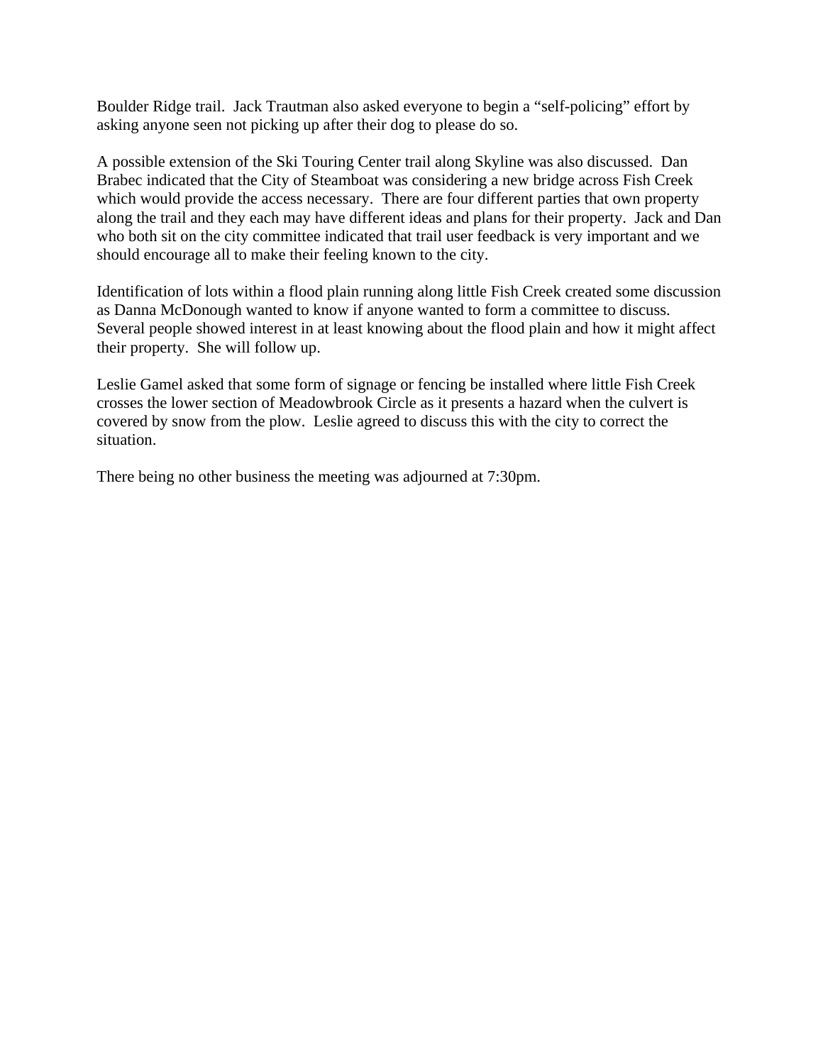Boulder Ridge trail. Jack Trautman also asked everyone to begin a "self-policing" effort by asking anyone seen not picking up after their dog to please do so.

A possible extension of the Ski Touring Center trail along Skyline was also discussed. Dan Brabec indicated that the City of Steamboat was considering a new bridge across Fish Creek which would provide the access necessary. There are four different parties that own property along the trail and they each may have different ideas and plans for their property. Jack and Dan who both sit on the city committee indicated that trail user feedback is very important and we should encourage all to make their feeling known to the city.

Identification of lots within a flood plain running along little Fish Creek created some discussion as Danna McDonough wanted to know if anyone wanted to form a committee to discuss. Several people showed interest in at least knowing about the flood plain and how it might affect their property. She will follow up.

Leslie Gamel asked that some form of signage or fencing be installed where little Fish Creek crosses the lower section of Meadowbrook Circle as it presents a hazard when the culvert is covered by snow from the plow. Leslie agreed to discuss this with the city to correct the situation.

There being no other business the meeting was adjourned at 7:30pm.